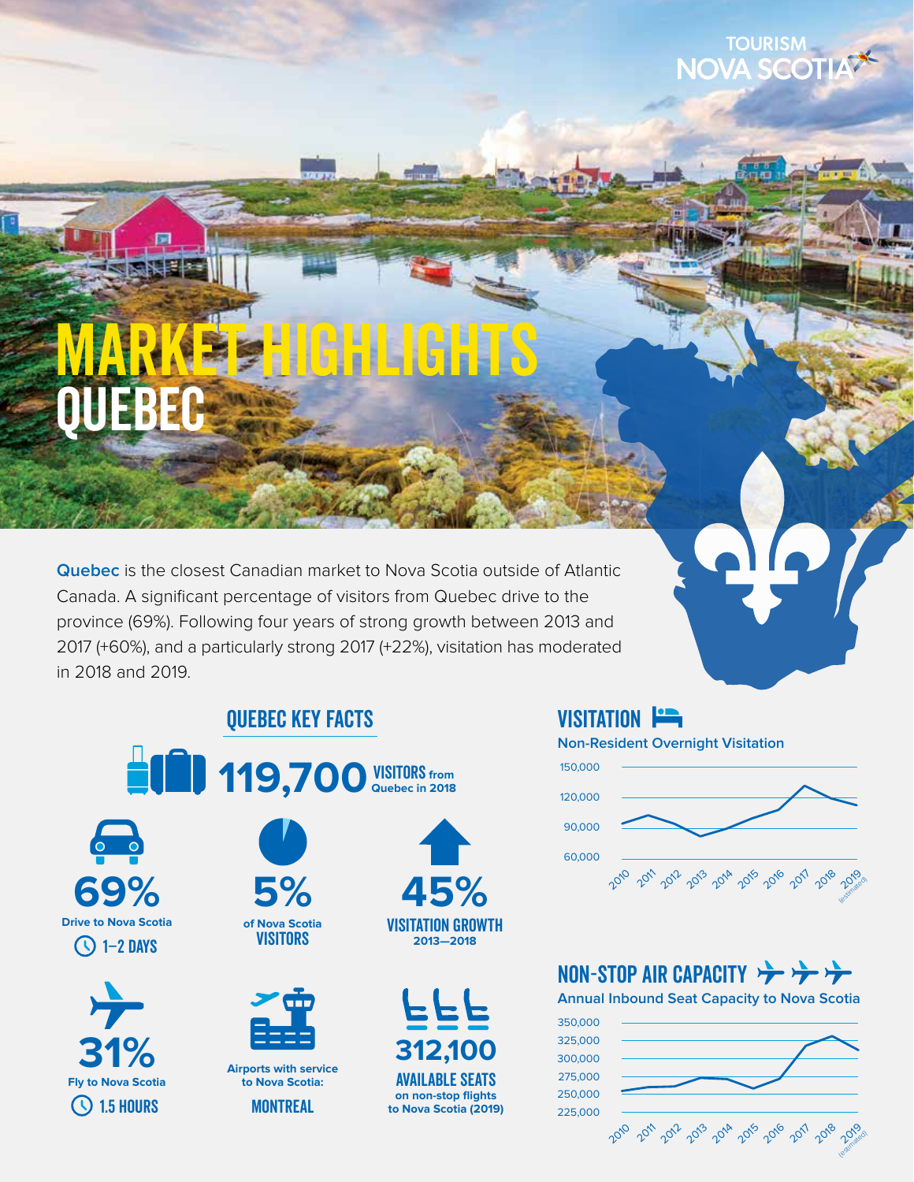TOURISM NOVA SCOTIA

# MARKET HIGHLIGHTS QUEBEC

**Quebec** is the closest Canadian market to Nova Scotia outside of Atlantic Canada. A significant percentage of visitors from Quebec drive to the province (69%). Following four years of strong growth between 2013 and 2017 (+60%), and a particularly strong 2017 (+22%), visitation has moderated in 2018 and 2019.

## QUEBEC KEY FACTS

**119,700 VISITORS** from Quebec in 2018

**69%** Drive to Nova Scotia
1–2 DAYS

**5%** of Nova Scotia VISITORS

**45%** VISITATION GROWTH 2013–2018

**31%** Fly to Nova Scotia
1.5 HOURS

Airports with service to Nova Scotia:
MONTREAL

**312,100** AVAILABLE SEATS on non-stop flights to Nova Scotia (2019)

## VISITATION

**Non-Resident Overnight Visitation**

150,000
120,000
90,000
60,000

2010 2011 2012 2013 2014 2015 2016 2017 2018 2019 (estimated)

## NON-STOP AIR CAPACITY

**Annual Inbound Seat Capacity to Nova Scotia**

350,000
325,000
300,000
275,000
250,000
225,000

2010 2011 2012 2013 2014 2015 2016 2017 2018 2019 (estimated)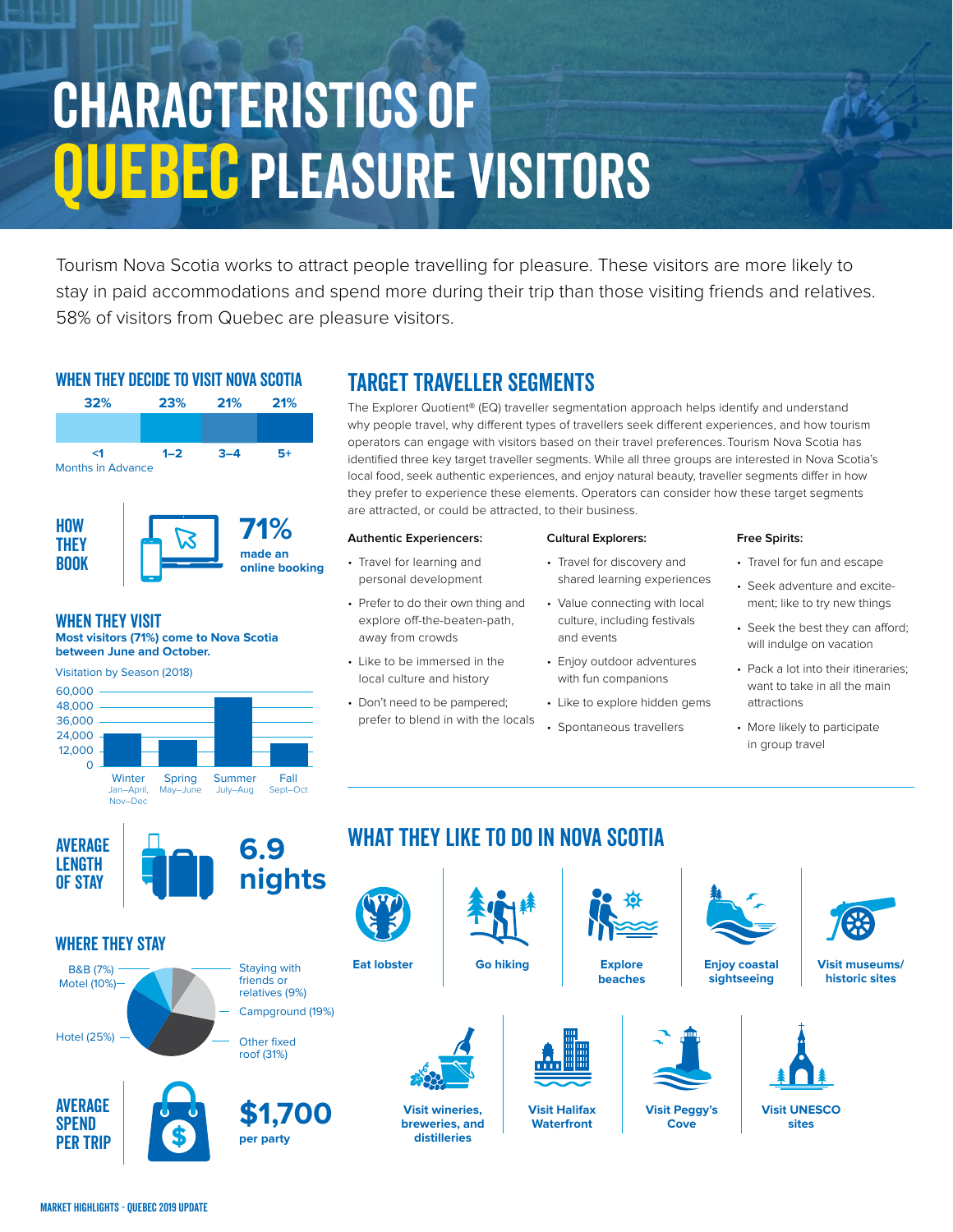# CHARACTERISTICS OF QUEBEC PLEASURE VISITORS

Tourism Nova Scotia works to attract people travelling for pleasure. These visitors are more likely to stay in paid accommodations and spend more during their trip than those visiting friends and relatives. 58% of visitors from Quebec are pleasure visitors.

## WHEN THEY DECIDE TO VISIT NOVA SCOTIA

| Months in Advance | <1 | 1–2 | 3–4 | 5+ |
|---|---|---|---|---|
| % | 32% | 23% | 21% | 21% |

## HOW THEY BOOK

**71%** made an online booking

## WHEN THEY VISIT

**Most visitors (71%) come to Nova Scotia between June and October.**

Visitation by Season (2018)

| Season | Months |
|---|---|
| Winter | Jan–April, Nov–Dec |
| Spring | May–June |
| Summer | July–Aug |
| Fall | Sept–Oct |

## AVERAGE LENGTH OF STAY

**6.9 nights**

## WHERE THEY STAY

| Accommodation | Share |
|---|---|
| B&B | 7% |
| Motel | 10% |
| Hotel | 25% |
| Staying with friends or relatives | 9% |
| Campground | 19% |
| Other fixed roof | 31% |

## AVERAGE SPEND PER TRIP

**$1,700** per party

## TARGET TRAVELLER SEGMENTS

The Explorer Quotient® (EQ) traveller segmentation approach helps identify and understand why people travel, why different types of travellers seek different experiences, and how tourism operators can engage with visitors based on their travel preferences. Tourism Nova Scotia has identified three key target traveller segments. While all three groups are interested in Nova Scotia's local food, seek authentic experiences, and enjoy natural beauty, traveller segments differ in how they prefer to experience these elements. Operators can consider how these target segments are attracted, or could be attracted, to their business.

**Authentic Experiencers:**

- Travel for learning and personal development
- Prefer to do their own thing and explore off-the-beaten-path, away from crowds
- Like to be immersed in the local culture and history
- Don't need to be pampered; prefer to blend in with the locals

**Cultural Explorers:**

- Travel for discovery and shared learning experiences
- Value connecting with local culture, including festivals and events
- Enjoy outdoor adventures with fun companions
- Like to explore hidden gems
- Spontaneous travellers

**Free Spirits:**

- Travel for fun and escape
- Seek adventure and excitement; like to try new things
- Seek the best they can afford; will indulge on vacation
- Pack a lot into their itineraries; want to take in all the main attractions
- More likely to participate in group travel

## WHAT THEY LIKE TO DO IN NOVA SCOTIA

- Eat lobster
- Go hiking
- Explore beaches
- Enjoy coastal sightseeing
- Visit museums/historic sites
- Visit wineries, breweries, and distilleries
- Visit Halifax Waterfront
- Visit Peggy's Cove
- Visit UNESCO sites

MARKET HIGHLIGHTS - QUEBEC 2019 UPDATE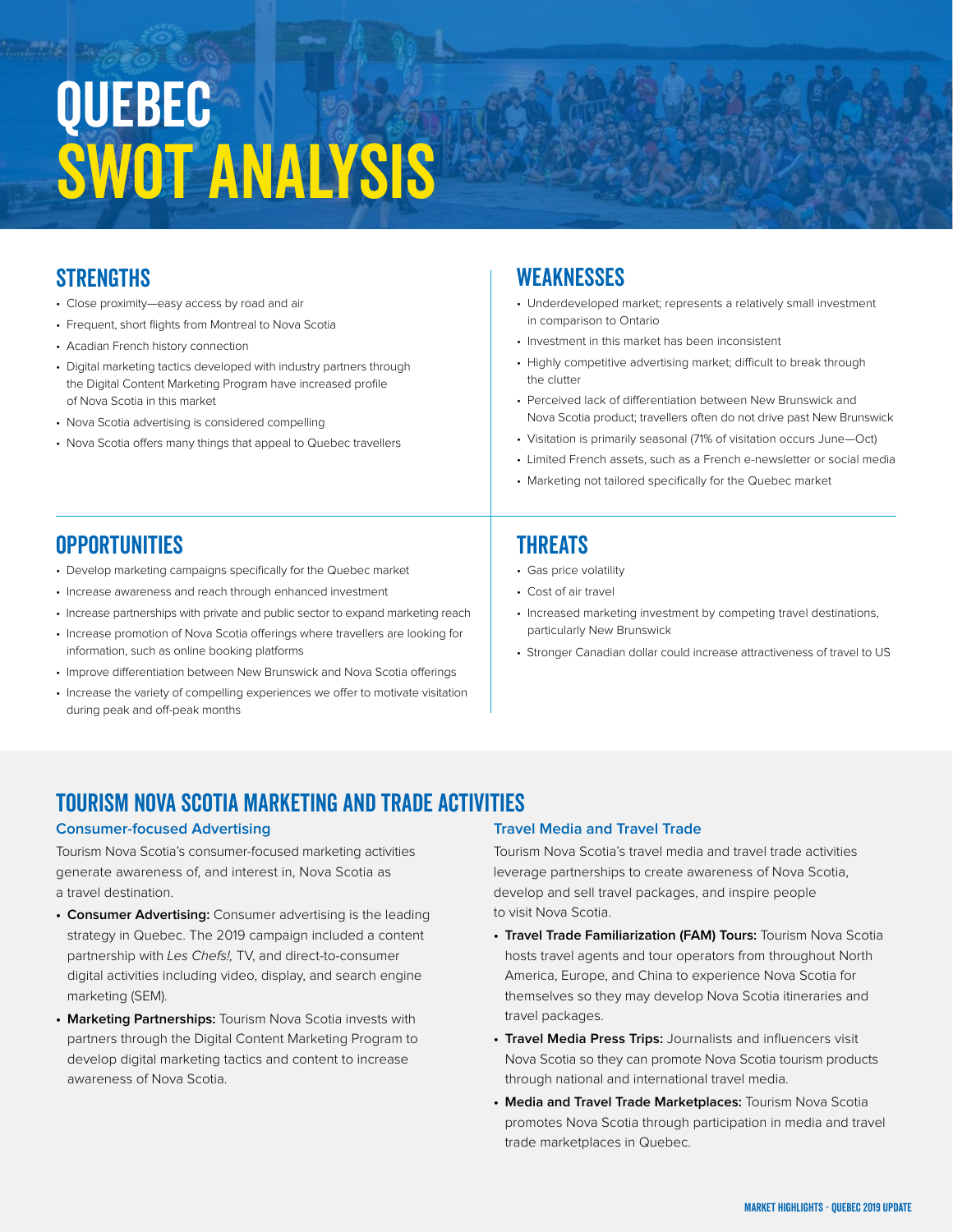# QUEBEC SWOT ANALYSIS

## STRENGTHS

- Close proximity—easy access by road and air
- Frequent, short flights from Montreal to Nova Scotia
- Acadian French history connection
- Digital marketing tactics developed with industry partners through the Digital Content Marketing Program have increased profile of Nova Scotia in this market
- Nova Scotia advertising is considered compelling
- Nova Scotia offers many things that appeal to Quebec travellers

## WEAKNESSES

- Underdeveloped market; represents a relatively small investment in comparison to Ontario
- Investment in this market has been inconsistent
- Highly competitive advertising market; difficult to break through the clutter
- Perceived lack of differentiation between New Brunswick and Nova Scotia product; travellers often do not drive past New Brunswick
- Visitation is primarily seasonal (71% of visitation occurs June—Oct)
- Limited French assets, such as a French e-newsletter or social media
- Marketing not tailored specifically for the Quebec market

## OPPORTUNITIES

- Develop marketing campaigns specifically for the Quebec market
- Increase awareness and reach through enhanced investment
- Increase partnerships with private and public sector to expand marketing reach
- Increase promotion of Nova Scotia offerings where travellers are looking for information, such as online booking platforms
- Improve differentiation between New Brunswick and Nova Scotia offerings
- Increase the variety of compelling experiences we offer to motivate visitation during peak and off-peak months

## THREATS

- Gas price volatility
- Cost of air travel
- Increased marketing investment by competing travel destinations, particularly New Brunswick
- Stronger Canadian dollar could increase attractiveness of travel to US

## TOURISM NOVA SCOTIA MARKETING AND TRADE ACTIVITIES

### Consumer-focused Advertising

Tourism Nova Scotia's consumer-focused marketing activities generate awareness of, and interest in, Nova Scotia as a travel destination.

- **Consumer Advertising:** Consumer advertising is the leading strategy in Quebec. The 2019 campaign included a content partnership with *Les Chefs!,* TV, and direct-to-consumer digital activities including video, display, and search engine marketing (SEM).
- **Marketing Partnerships:** Tourism Nova Scotia invests with partners through the Digital Content Marketing Program to develop digital marketing tactics and content to increase awareness of Nova Scotia.

### Travel Media and Travel Trade

Tourism Nova Scotia's travel media and travel trade activities leverage partnerships to create awareness of Nova Scotia, develop and sell travel packages, and inspire people to visit Nova Scotia.

- **Travel Trade Familiarization (FAM) Tours:** Tourism Nova Scotia hosts travel agents and tour operators from throughout North America, Europe, and China to experience Nova Scotia for themselves so they may develop Nova Scotia itineraries and travel packages.
- **Travel Media Press Trips:** Journalists and influencers visit Nova Scotia so they can promote Nova Scotia tourism products through national and international travel media.
- **Media and Travel Trade Marketplaces:** Tourism Nova Scotia promotes Nova Scotia through participation in media and travel trade marketplaces in Quebec.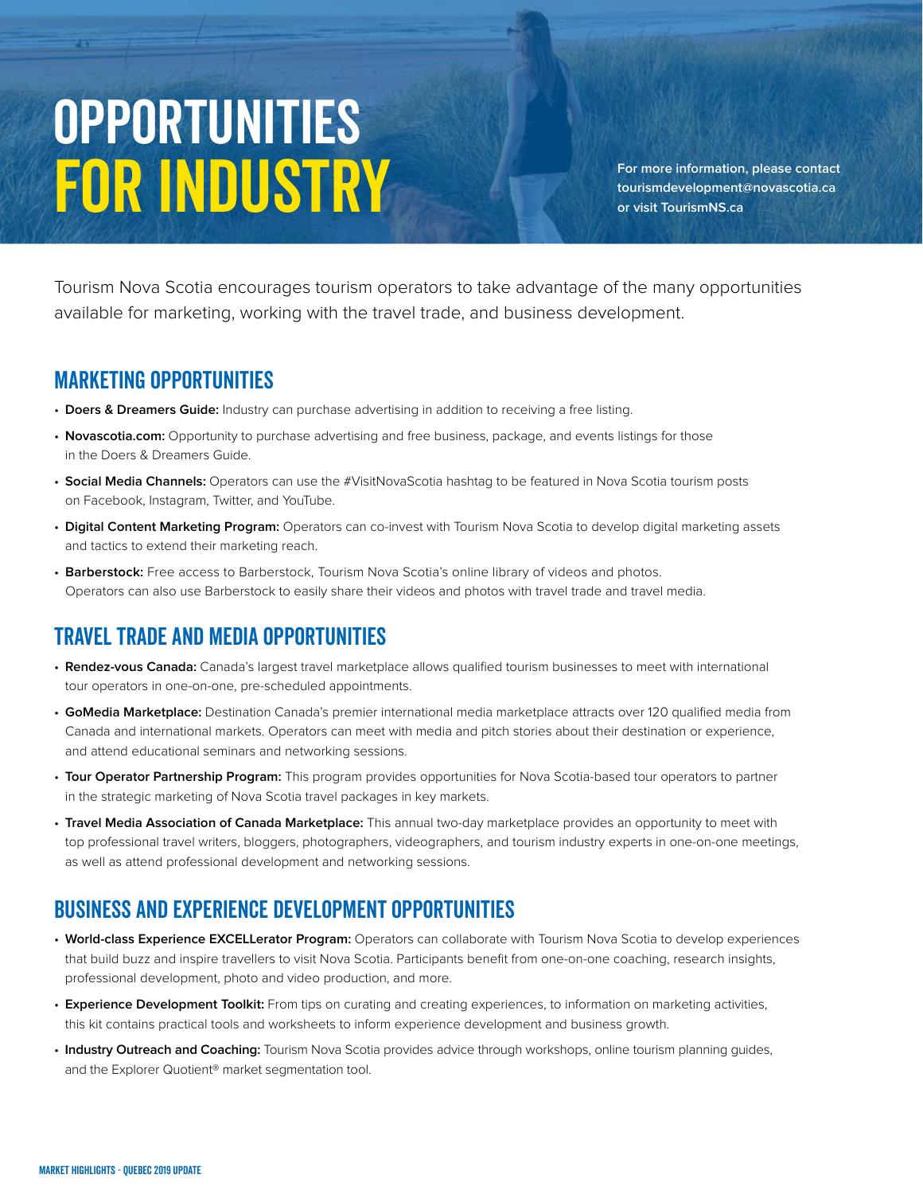# OPPORTUNITIES FOR INDUSTRY

For more information, please contact tourismdevelopment@novascotia.ca or visit TourismNS.ca

Tourism Nova Scotia encourages tourism operators to take advantage of the many opportunities available for marketing, working with the travel trade, and business development.

## MARKETING OPPORTUNITIES

- **Doers & Dreamers Guide:** Industry can purchase advertising in addition to receiving a free listing.
- **Novascotia.com:** Opportunity to purchase advertising and free business, package, and events listings for those in the Doers & Dreamers Guide.
- **Social Media Channels:** Operators can use the #VisitNovaScotia hashtag to be featured in Nova Scotia tourism posts on Facebook, Instagram, Twitter, and YouTube.
- **Digital Content Marketing Program:** Operators can co-invest with Tourism Nova Scotia to develop digital marketing assets and tactics to extend their marketing reach.
- **Barberstock:** Free access to Barberstock, Tourism Nova Scotia's online library of videos and photos. Operators can also use Barberstock to easily share their videos and photos with travel trade and travel media.

## TRAVEL TRADE AND MEDIA OPPORTUNITIES

- **Rendez-vous Canada:** Canada's largest travel marketplace allows qualified tourism businesses to meet with international tour operators in one-on-one, pre-scheduled appointments.
- **GoMedia Marketplace:** Destination Canada's premier international media marketplace attracts over 120 qualified media from Canada and international markets. Operators can meet with media and pitch stories about their destination or experience, and attend educational seminars and networking sessions.
- **Tour Operator Partnership Program:** This program provides opportunities for Nova Scotia-based tour operators to partner in the strategic marketing of Nova Scotia travel packages in key markets.
- **Travel Media Association of Canada Marketplace:** This annual two-day marketplace provides an opportunity to meet with top professional travel writers, bloggers, photographers, videographers, and tourism industry experts in one-on-one meetings, as well as attend professional development and networking sessions.

## BUSINESS AND EXPERIENCE DEVELOPMENT OPPORTUNITIES

- **World-class Experience EXCELLerator Program:** Operators can collaborate with Tourism Nova Scotia to develop experiences that build buzz and inspire travellers to visit Nova Scotia. Participants benefit from one-on-one coaching, research insights, professional development, photo and video production, and more.
- **Experience Development Toolkit:** From tips on curating and creating experiences, to information on marketing activities, this kit contains practical tools and worksheets to inform experience development and business growth.
- **Industry Outreach and Coaching:** Tourism Nova Scotia provides advice through workshops, online tourism planning guides, and the Explorer Quotient® market segmentation tool.